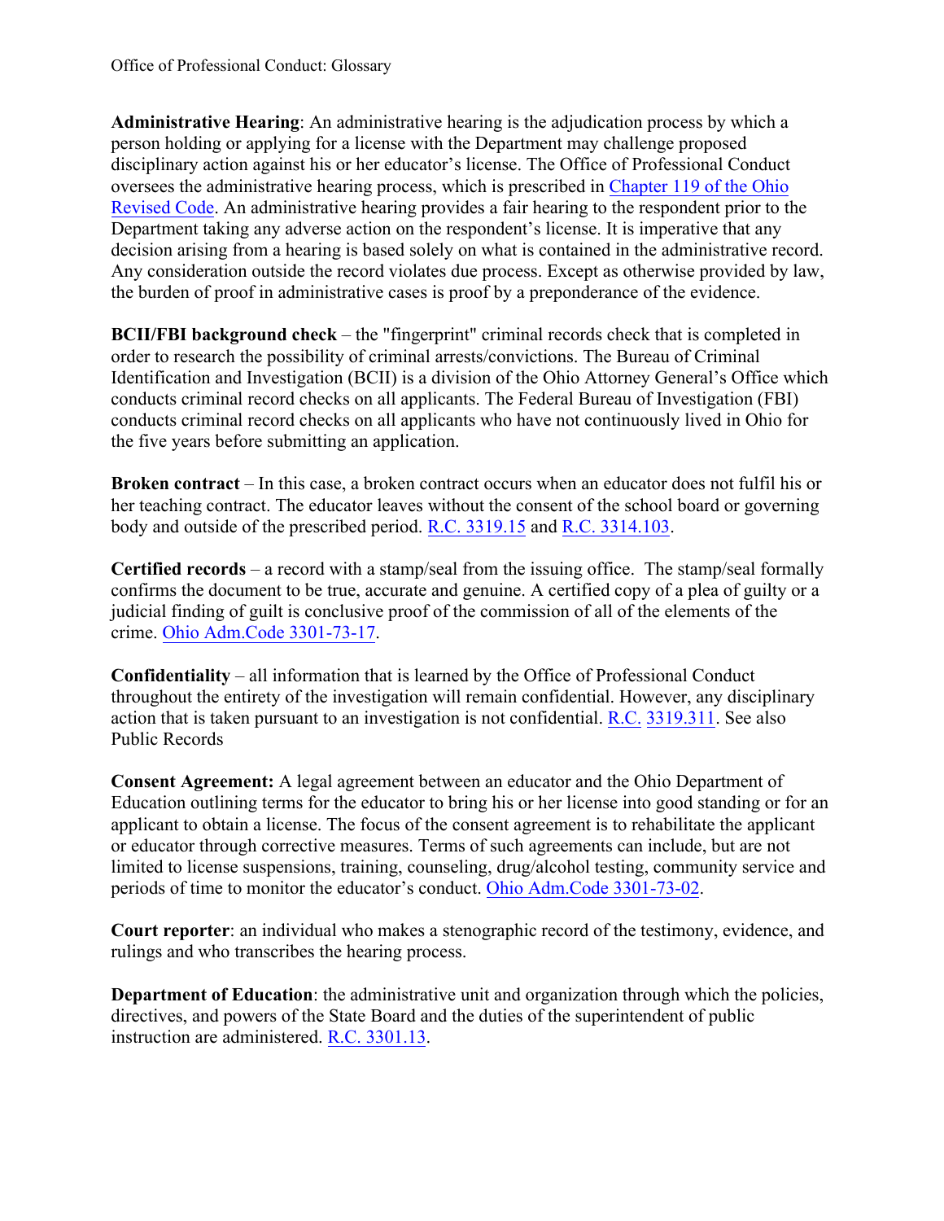Office of Professional Conduct: Glossary

**Administrative Hearing**: An administrative hearing is the adjudication process by which a person holding or applying for a license with the Department may challenge proposed disciplinary action against his or her educator's license. The Office of Professional Conduct oversees the administrative hearing process, which is prescribed in Chapter 119 of the Ohio Revised Code. An administrative hearing provides a fair hearing to the respondent prior to the Department taking any adverse action on the respondent's license. It is imperative that any decision arising from a hearing is based solely on what is contained in the administrative record. Any consideration outside the record violates due process. Except as otherwise provided by law, the burden of proof in administrative cases is proof by a preponderance of the evidence.

**BCII/FBI background check** – the "fingerprint" criminal records check that is completed in order to research the possibility of criminal arrests/convictions. The Bureau of Criminal Identification and Investigation (BCII) is a division of the Ohio Attorney General's Office which conducts criminal record checks on all applicants. The Federal Bureau of Investigation (FBI) conducts criminal record checks on all applicants who have not continuously lived in Ohio for the five years before submitting an application.

**Broken contract** – In this case, a broken contract occurs when an educator does not fulfil his or her teaching contract. The educator leaves without the consent of the school board or governing body and outside of the prescribed period. R.C. 3319.15 and R.C. 3314.103.

**Certified records** – a record with a stamp/seal from the issuing office. The stamp/seal formally confirms the document to be true, accurate and genuine. A certified copy of a plea of guilty or a judicial finding of guilt is conclusive proof of the commission of all of the elements of the crime. Ohio Adm.Code 3301-73-17.

**Confidentiality** – all information that is learned by the Office of Professional Conduct throughout the entirety of the investigation will remain confidential. However, any disciplinary action that is taken pursuant to an investigation is not confidential. R.C. 3319.311. See also Public Records

**Consent Agreement:** A legal agreement between an educator and the Ohio Department of Education outlining terms for the educator to bring his or her license into good standing or for an applicant to obtain a license. The focus of the consent agreement is to rehabilitate the applicant or educator through corrective measures. Terms of such agreements can include, but are not limited to license suspensions, training, counseling, drug/alcohol testing, community service and periods of time to monitor the educator's conduct. Ohio Adm.Code 3301-73-02.

**Court reporter**: an individual who makes a stenographic record of the testimony, evidence, and rulings and who transcribes the hearing process.

**Department of Education**: the administrative unit and organization through which the policies, directives, and powers of the State Board and the duties of the superintendent of public instruction are administered. R.C. 3301.13.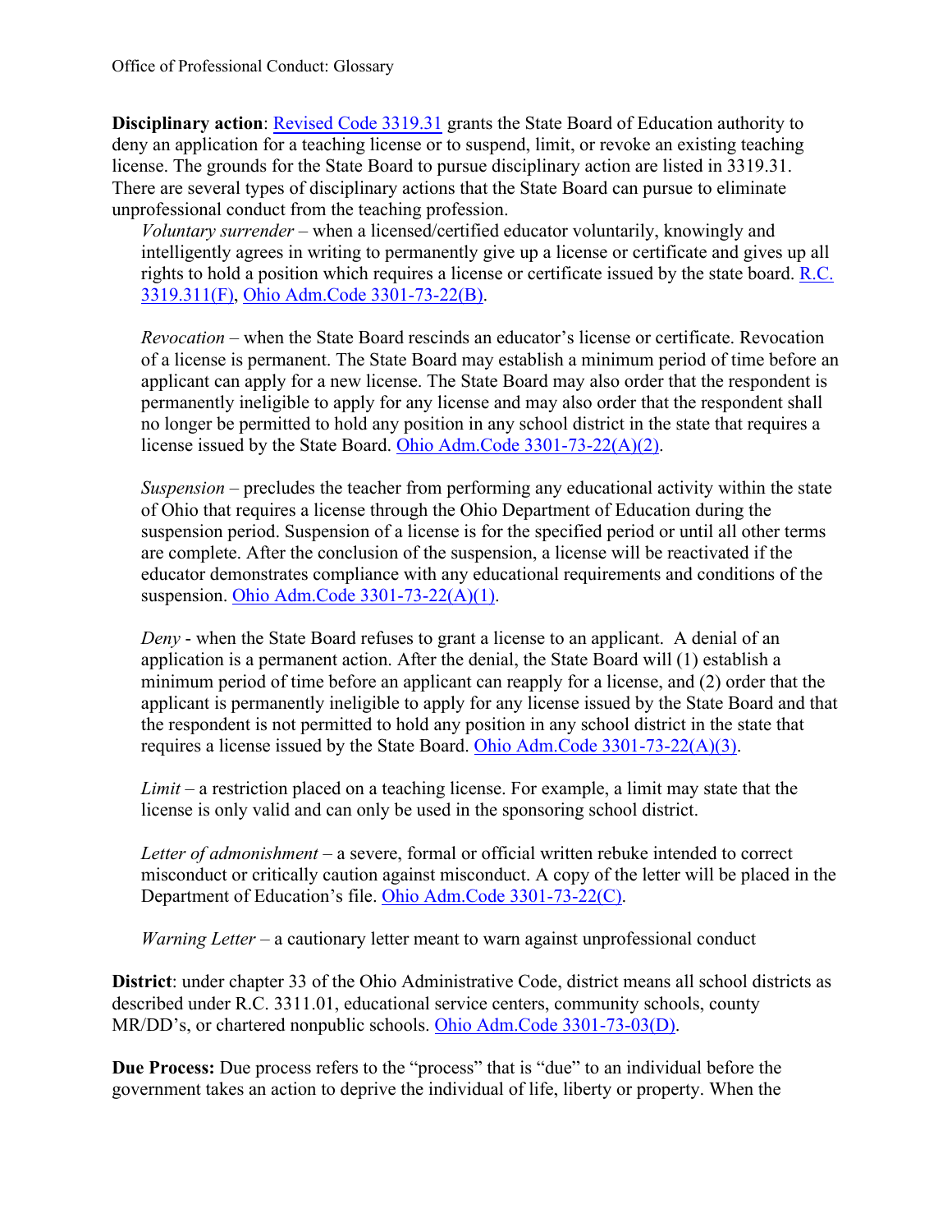**Disciplinary action**: [Revised Code 3319.31] grants the State Board of Education authority to deny an application for a teaching license or to suspend, limit, or revoke an existing teaching license. The grounds for the State Board to pursue disciplinary action are listed in 3319.31. There are several types of disciplinary actions that the State Board can pursue to eliminate unprofessional conduct from the teaching profession.

*Voluntary surrender* – when a licensed/certified educator voluntarily, knowingly and intelligently agrees in writing to permanently give up a license or certificate and gives up all rights to hold a position which requires a license or certificate issued by the state board. R.C. 3319.311(F), Ohio Adm.Code 3301-73-22(B).

*Revocation* – when the State Board rescinds an educator's license or certificate. Revocation of a license is permanent. The State Board may establish a minimum period of time before an applicant can apply for a new license. The State Board may also order that the respondent is permanently ineligible to apply for any license and may also order that the respondent shall no longer be permitted to hold any position in any school district in the state that requires a license issued by the State Board. Ohio Adm.Code 3301-73-22(A)(2).

*Suspension* – precludes the teacher from performing any educational activity within the state of Ohio that requires a license through the Ohio Department of Education during the suspension period. Suspension of a license is for the specified period or until all other terms are complete. After the conclusion of the suspension, a license will be reactivated if the educator demonstrates compliance with any educational requirements and conditions of the suspension. Ohio Adm.Code 3301-73-22(A)(1).

*Deny* - when the State Board refuses to grant a license to an applicant. A denial of an application is a permanent action. After the denial, the State Board will (1) establish a minimum period of time before an applicant can reapply for a license, and (2) order that the applicant is permanently ineligible to apply for any license issued by the State Board and that the respondent is not permitted to hold any position in any school district in the state that requires a license issued by the State Board. Ohio Adm.Code 3301-73-22(A)(3).

*Limit* – a restriction placed on a teaching license. For example, a limit may state that the license is only valid and can only be used in the sponsoring school district.

*Letter of admonishment* – a severe, formal or official written rebuke intended to correct misconduct or critically caution against misconduct. A copy of the letter will be placed in the Department of Education's file. Ohio Adm.Code 3301-73-22(C).

*Warning Letter* – a cautionary letter meant to warn against unprofessional conduct

**District**: under chapter 33 of the Ohio Administrative Code, district means all school districts as described under R.C. 3311.01, educational service centers, community schools, county MR/DD's, or chartered nonpublic schools. Ohio Adm.Code 3301-73-03(D).

**Due Process:** Due process refers to the "process" that is "due" to an individual before the government takes an action to deprive the individual of life, liberty or property. When the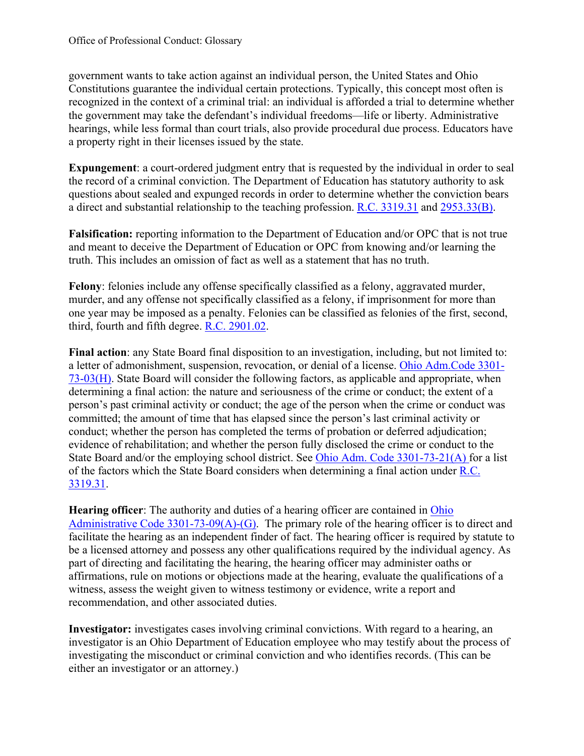government wants to take action against an individual person, the United States and Ohio Constitutions guarantee the individual certain protections. Typically, this concept most often is recognized in the context of a criminal trial: an individual is afforded a trial to determine whether the government may take the defendant's individual freedoms—life or liberty. Administrative hearings, while less formal than court trials, also provide procedural due process. Educators have a property right in their licenses issued by the state.

**Expungement**: a court-ordered judgment entry that is requested by the individual in order to seal the record of a criminal conviction. The Department of Education has statutory authority to ask questions about sealed and expunged records in order to determine whether the conviction bears a direct and substantial relationship to the teaching profession. R.C. 3319.31 and 2953.33(B).

**Falsification:** reporting information to the Department of Education and/or OPC that is not true and meant to deceive the Department of Education or OPC from knowing and/or learning the truth. This includes an omission of fact as well as a statement that has no truth.

**Felony**: felonies include any offense specifically classified as a felony, aggravated murder, murder, and any offense not specifically classified as a felony, if imprisonment for more than one year may be imposed as a penalty. Felonies can be classified as felonies of the first, second, third, fourth and fifth degree. R.C. 2901.02.

**Final action**: any State Board final disposition to an investigation, including, but not limited to: a letter of admonishment, suspension, revocation, or denial of a license. Ohio Adm.Code 3301-73-03(H). State Board will consider the following factors, as applicable and appropriate, when determining a final action: the nature and seriousness of the crime or conduct; the extent of a person's past criminal activity or conduct; the age of the person when the crime or conduct was committed; the amount of time that has elapsed since the person's last criminal activity or conduct; whether the person has completed the terms of probation or deferred adjudication; evidence of rehabilitation; and whether the person fully disclosed the crime or conduct to the State Board and/or the employing school district. See Ohio Adm. Code 3301-73-21(A) for a list of the factors which the State Board considers when determining a final action under R.C. 3319.31.

**Hearing officer**: The authority and duties of a hearing officer are contained in Ohio Administrative Code 3301-73-09(A)-(G). The primary role of the hearing officer is to direct and facilitate the hearing as an independent finder of fact. The hearing officer is required by statute to be a licensed attorney and possess any other qualifications required by the individual agency. As part of directing and facilitating the hearing, the hearing officer may administer oaths or affirmations, rule on motions or objections made at the hearing, evaluate the qualifications of a witness, assess the weight given to witness testimony or evidence, write a report and recommendation, and other associated duties.

**Investigator:** investigates cases involving criminal convictions. With regard to a hearing, an investigator is an Ohio Department of Education employee who may testify about the process of investigating the misconduct or criminal conviction and who identifies records. (This can be either an investigator or an attorney.)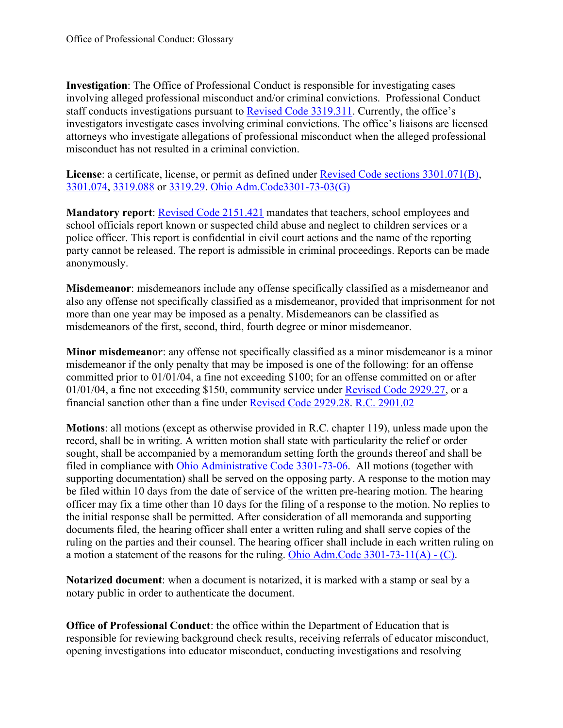**Investigation**: The Office of Professional Conduct is responsible for investigating cases involving alleged professional misconduct and/or criminal convictions. Professional Conduct staff conducts investigations pursuant to [Revised Code 3319.311](). Currently, the office's investigators investigate cases involving criminal convictions. The office's liaisons are licensed attorneys who investigate allegations of professional misconduct when the alleged professional misconduct has not resulted in a criminal conviction.

**License**: a certificate, license, or permit as defined under [Revised Code sections 3301.071(B)](), [3301.074](), [3319.088]() or [3319.29](). [Ohio Adm.Code3301-73-03(G)]()

**Mandatory report**: [Revised Code 2151.421]() mandates that teachers, school employees and school officials report known or suspected child abuse and neglect to children services or a police officer. This report is confidential in civil court actions and the name of the reporting party cannot be released. The report is admissible in criminal proceedings. Reports can be made anonymously.

**Misdemeanor**: misdemeanors include any offense specifically classified as a misdemeanor and also any offense not specifically classified as a misdemeanor, provided that imprisonment for not more than one year may be imposed as a penalty. Misdemeanors can be classified as misdemeanors of the first, second, third, fourth degree or minor misdemeanor.

**Minor misdemeanor**: any offense not specifically classified as a minor misdemeanor is a minor misdemeanor if the only penalty that may be imposed is one of the following: for an offense committed prior to 01/01/04, a fine not exceeding $100; for an offense committed on or after 01/01/04, a fine not exceeding $150, community service under [Revised Code 2929.27](), or a financial sanction other than a fine under [Revised Code 2929.28](). [R.C. 2901.02]()

**Motions**: all motions (except as otherwise provided in R.C. chapter 119), unless made upon the record, shall be in writing. A written motion shall state with particularity the relief or order sought, shall be accompanied by a memorandum setting forth the grounds thereof and shall be filed in compliance with [Ohio Administrative Code 3301-73-06](). All motions (together with supporting documentation) shall be served on the opposing party. A response to the motion may be filed within 10 days from the date of service of the written pre-hearing motion. The hearing officer may fix a time other than 10 days for the filing of a response to the motion. No replies to the initial response shall be permitted. After consideration of all memoranda and supporting documents filed, the hearing officer shall enter a written ruling and shall serve copies of the ruling on the parties and their counsel. The hearing officer shall include in each written ruling on a motion a statement of the reasons for the ruling. [Ohio Adm.Code 3301-73-11(A) - (C)]().

**Notarized document**: when a document is notarized, it is marked with a stamp or seal by a notary public in order to authenticate the document.

**Office of Professional Conduct**: the office within the Department of Education that is responsible for reviewing background check results, receiving referrals of educator misconduct, opening investigations into educator misconduct, conducting investigations and resolving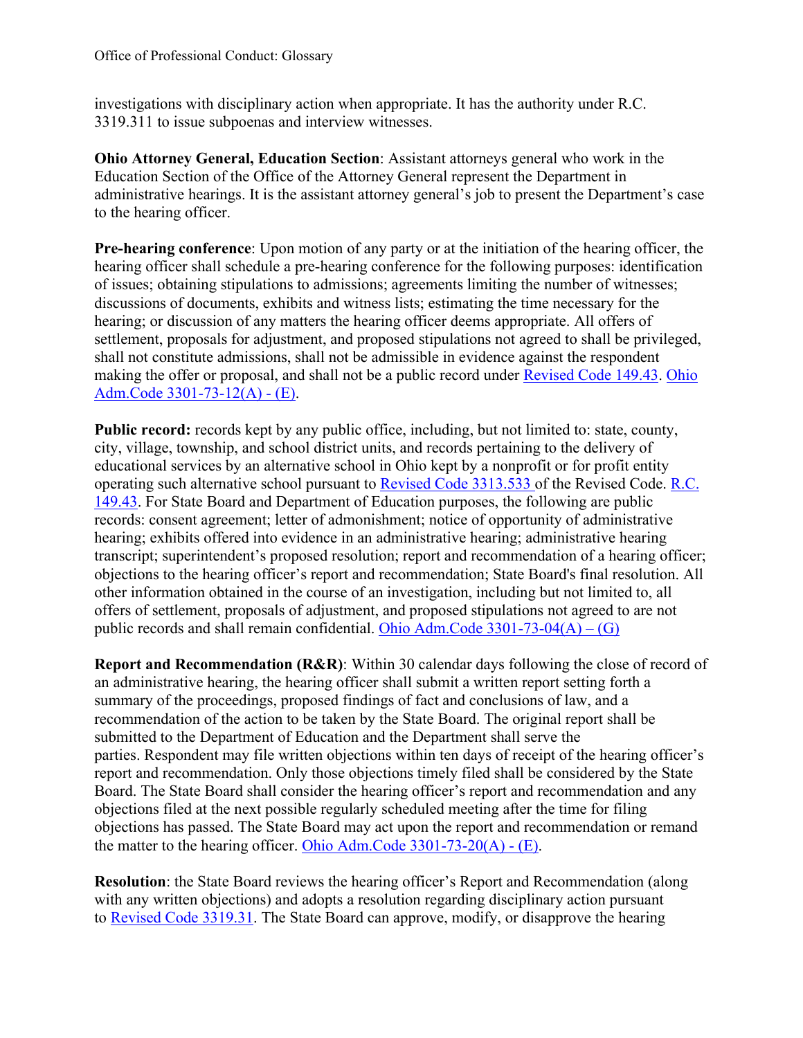investigations with disciplinary action when appropriate. It has the authority under R.C. 3319.311 to issue subpoenas and interview witnesses.

**Ohio Attorney General, Education Section**: Assistant attorneys general who work in the Education Section of the Office of the Attorney General represent the Department in administrative hearings. It is the assistant attorney general's job to present the Department's case to the hearing officer.

**Pre-hearing conference**: Upon motion of any party or at the initiation of the hearing officer, the hearing officer shall schedule a pre-hearing conference for the following purposes: identification of issues; obtaining stipulations to admissions; agreements limiting the number of witnesses; discussions of documents, exhibits and witness lists; estimating the time necessary for the hearing; or discussion of any matters the hearing officer deems appropriate. All offers of settlement, proposals for adjustment, and proposed stipulations not agreed to shall be privileged, shall not constitute admissions, shall not be admissible in evidence against the respondent making the offer or proposal, and shall not be a public record under Revised Code 149.43. Ohio Adm.Code 3301-73-12(A) - (E).

**Public record:** records kept by any public office, including, but not limited to: state, county, city, village, township, and school district units, and records pertaining to the delivery of educational services by an alternative school in Ohio kept by a nonprofit or for profit entity operating such alternative school pursuant to Revised Code 3313.533 of the Revised Code. R.C. 149.43. For State Board and Department of Education purposes, the following are public records: consent agreement; letter of admonishment; notice of opportunity of administrative hearing; exhibits offered into evidence in an administrative hearing; administrative hearing transcript; superintendent's proposed resolution; report and recommendation of a hearing officer; objections to the hearing officer's report and recommendation; State Board's final resolution. All other information obtained in the course of an investigation, including but not limited to, all offers of settlement, proposals of adjustment, and proposed stipulations not agreed to are not public records and shall remain confidential. Ohio Adm.Code 3301-73-04(A) – (G)

**Report and Recommendation (R&R)**: Within 30 calendar days following the close of record of an administrative hearing, the hearing officer shall submit a written report setting forth a summary of the proceedings, proposed findings of fact and conclusions of law, and a recommendation of the action to be taken by the State Board. The original report shall be submitted to the Department of Education and the Department shall serve the parties. Respondent may file written objections within ten days of receipt of the hearing officer's report and recommendation. Only those objections timely filed shall be considered by the State Board. The State Board shall consider the hearing officer's report and recommendation and any objections filed at the next possible regularly scheduled meeting after the time for filing objections has passed. The State Board may act upon the report and recommendation or remand the matter to the hearing officer. Ohio Adm.Code 3301-73-20(A) - (E).

**Resolution**: the State Board reviews the hearing officer's Report and Recommendation (along with any written objections) and adopts a resolution regarding disciplinary action pursuant to Revised Code 3319.31. The State Board can approve, modify, or disapprove the hearing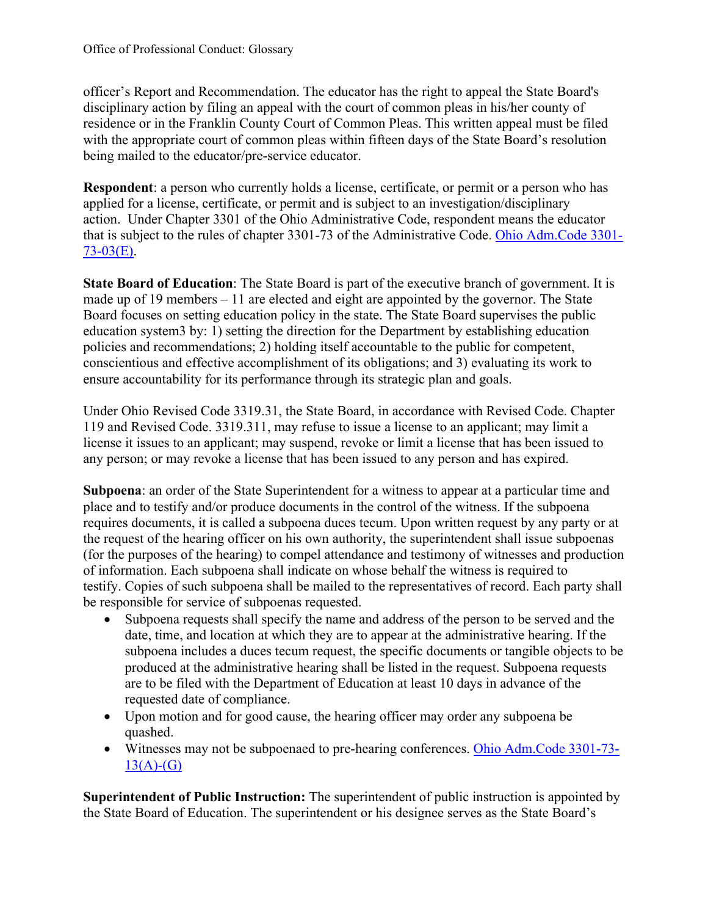officer's Report and Recommendation. The educator has the right to appeal the State Board's disciplinary action by filing an appeal with the court of common pleas in his/her county of residence or in the Franklin County Court of Common Pleas. This written appeal must be filed with the appropriate court of common pleas within fifteen days of the State Board's resolution being mailed to the educator/pre-service educator.

**Respondent**: a person who currently holds a license, certificate, or permit or a person who has applied for a license, certificate, or permit and is subject to an investigation/disciplinary action. Under Chapter 3301 of the Ohio Administrative Code, respondent means the educator that is subject to the rules of chapter 3301-73 of the Administrative Code. [Ohio Adm.Code 3301-73-03(E).]()

**State Board of Education**: The State Board is part of the executive branch of government. It is made up of 19 members – 11 are elected and eight are appointed by the governor. The State Board focuses on setting education policy in the state. The State Board supervises the public education system3 by: 1) setting the direction for the Department by establishing education policies and recommendations; 2) holding itself accountable to the public for competent, conscientious and effective accomplishment of its obligations; and 3) evaluating its work to ensure accountability for its performance through its strategic plan and goals.

Under Ohio Revised Code 3319.31, the State Board, in accordance with Revised Code. Chapter 119 and Revised Code. 3319.311, may refuse to issue a license to an applicant; may limit a license it issues to an applicant; may suspend, revoke or limit a license that has been issued to any person; or may revoke a license that has been issued to any person and has expired.

**Subpoena**: an order of the State Superintendent for a witness to appear at a particular time and place and to testify and/or produce documents in the control of the witness. If the subpoena requires documents, it is called a subpoena duces tecum. Upon written request by any party or at the request of the hearing officer on his own authority, the superintendent shall issue subpoenas (for the purposes of the hearing) to compel attendance and testimony of witnesses and production of information. Each subpoena shall indicate on whose behalf the witness is required to testify. Copies of such subpoena shall be mailed to the representatives of record. Each party shall be responsible for service of subpoenas requested.

- Subpoena requests shall specify the name and address of the person to be served and the date, time, and location at which they are to appear at the administrative hearing. If the subpoena includes a duces tecum request, the specific documents or tangible objects to be produced at the administrative hearing shall be listed in the request. Subpoena requests are to be filed with the Department of Education at least 10 days in advance of the requested date of compliance.
- Upon motion and for good cause, the hearing officer may order any subpoena be quashed.
- Witnesses may not be subpoenaed to pre-hearing conferences. [Ohio Adm.Code 3301-73-13(A)-(G)]()

**Superintendent of Public Instruction:** The superintendent of public instruction is appointed by the State Board of Education. The superintendent or his designee serves as the State Board's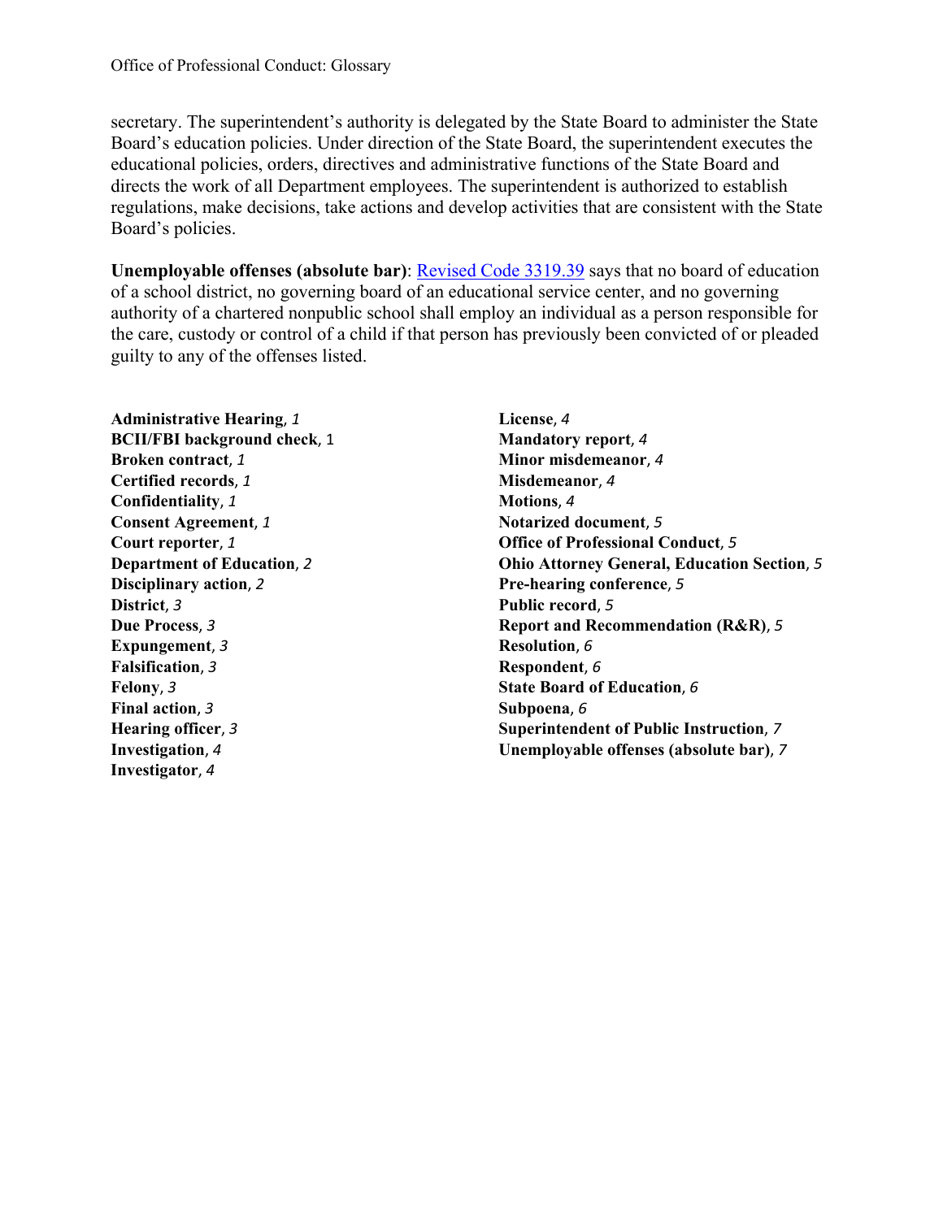secretary. The superintendent's authority is delegated by the State Board to administer the State Board's education policies. Under direction of the State Board, the superintendent executes the educational policies, orders, directives and administrative functions of the State Board and directs the work of all Department employees. The superintendent is authorized to establish regulations, make decisions, take actions and develop activities that are consistent with the State Board's policies.

**Unemployable offenses (absolute bar)**: Revised Code 3319.39 says that no board of education of a school district, no governing board of an educational service center, and no governing authority of a chartered nonpublic school shall employ an individual as a person responsible for the care, custody or control of a child if that person has previously been convicted of or pleaded guilty to any of the offenses listed.

**Administrative Hearing**, *1*
**BCII/FBI background check**, 1
**Broken contract**, *1*
**Certified records**, *1*
**Confidentiality**, *1*
**Consent Agreement**, *1*
**Court reporter**, *1*
**Department of Education**, *2*
**Disciplinary action**, *2*
**District**, *3*
**Due Process**, *3*
**Expungement**, *3*
**Falsification**, *3*
**Felony**, *3*
**Final action**, *3*
**Hearing officer**, *3*
**Investigation**, *4*
**Investigator**, *4*
**License**, *4*
**Mandatory report**, *4*
**Minor misdemeanor**, *4*
**Misdemeanor**, *4*
**Motions**, *4*
**Notarized document**, *5*
**Office of Professional Conduct**, *5*
**Ohio Attorney General, Education Section**, *5*
**Pre-hearing conference**, *5*
**Public record**, *5*
**Report and Recommendation (R&R)**, *5*
**Resolution**, *6*
**Respondent**, *6*
**State Board of Education**, *6*
**Subpoena**, *6*
**Superintendent of Public Instruction**, *7*
**Unemployable offenses (absolute bar)**, *7*